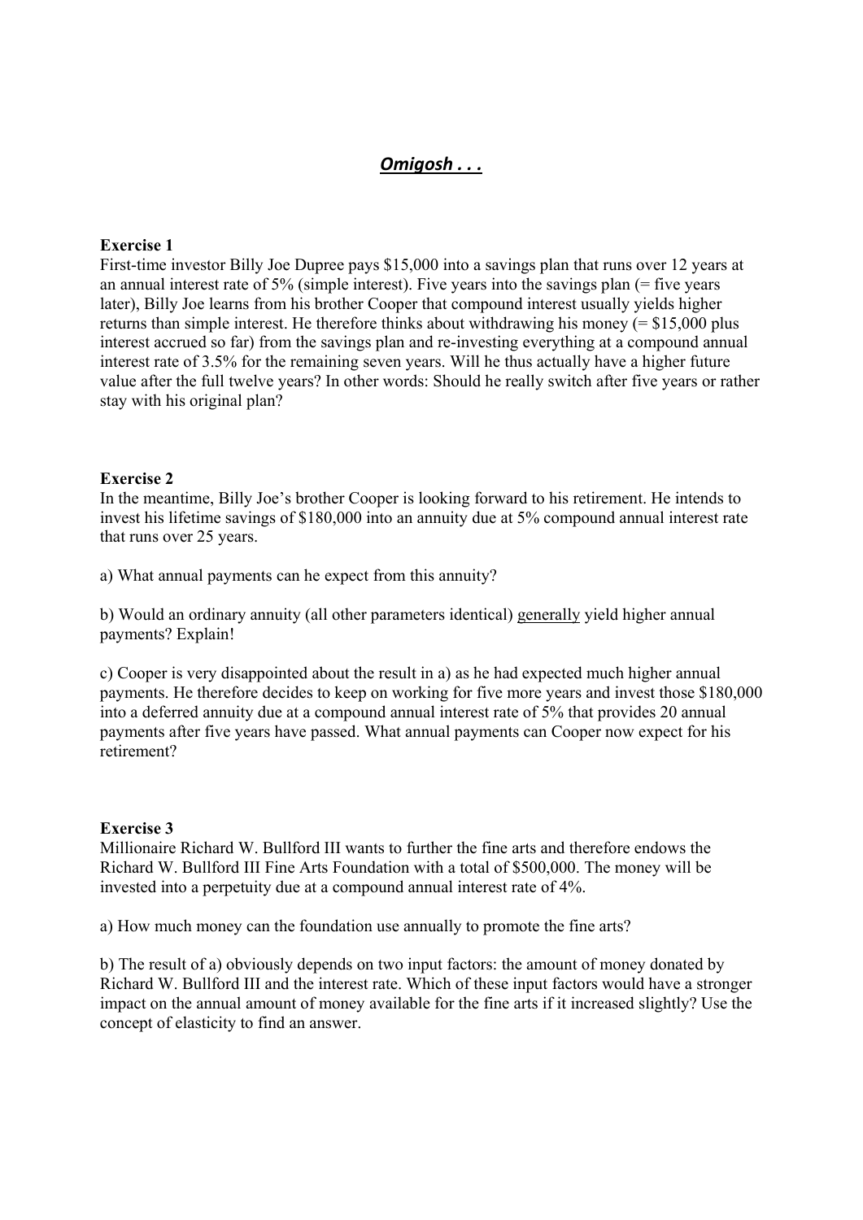# ***Omigosh . . .***

**Exercise 1**

First-time investor Billy Joe Dupree pays $15,000 into a savings plan that runs over 12 years at an annual interest rate of 5% (simple interest). Five years into the savings plan (= five years later), Billy Joe learns from his brother Cooper that compound interest usually yields higher returns than simple interest. He therefore thinks about withdrawing his money (= $15,000 plus interest accrued so far) from the savings plan and re-investing everything at a compound annual interest rate of 3.5% for the remaining seven years. Will he thus actually have a higher future value after the full twelve years? In other words: Should he really switch after five years or rather stay with his original plan?

**Exercise 2**

In the meantime, Billy Joe's brother Cooper is looking forward to his retirement. He intends to invest his lifetime savings of $180,000 into an annuity due at 5% compound annual interest rate that runs over 25 years.

a) What annual payments can he expect from this annuity?

b) Would an ordinary annuity (all other parameters identical) <u>generally</u> yield higher annual payments? Explain!

c) Cooper is very disappointed about the result in a) as he had expected much higher annual payments. He therefore decides to keep on working for five more years and invest those $180,000 into a deferred annuity due at a compound annual interest rate of 5% that provides 20 annual payments after five years have passed. What annual payments can Cooper now expect for his retirement?

**Exercise 3**

Millionaire Richard W. Bullford III wants to further the fine arts and therefore endows the Richard W. Bullford III Fine Arts Foundation with a total of $500,000. The money will be invested into a perpetuity due at a compound annual interest rate of 4%.

a) How much money can the foundation use annually to promote the fine arts?

b) The result of a) obviously depends on two input factors: the amount of money donated by Richard W. Bullford III and the interest rate. Which of these input factors would have a stronger impact on the annual amount of money available for the fine arts if it increased slightly? Use the concept of elasticity to find an answer.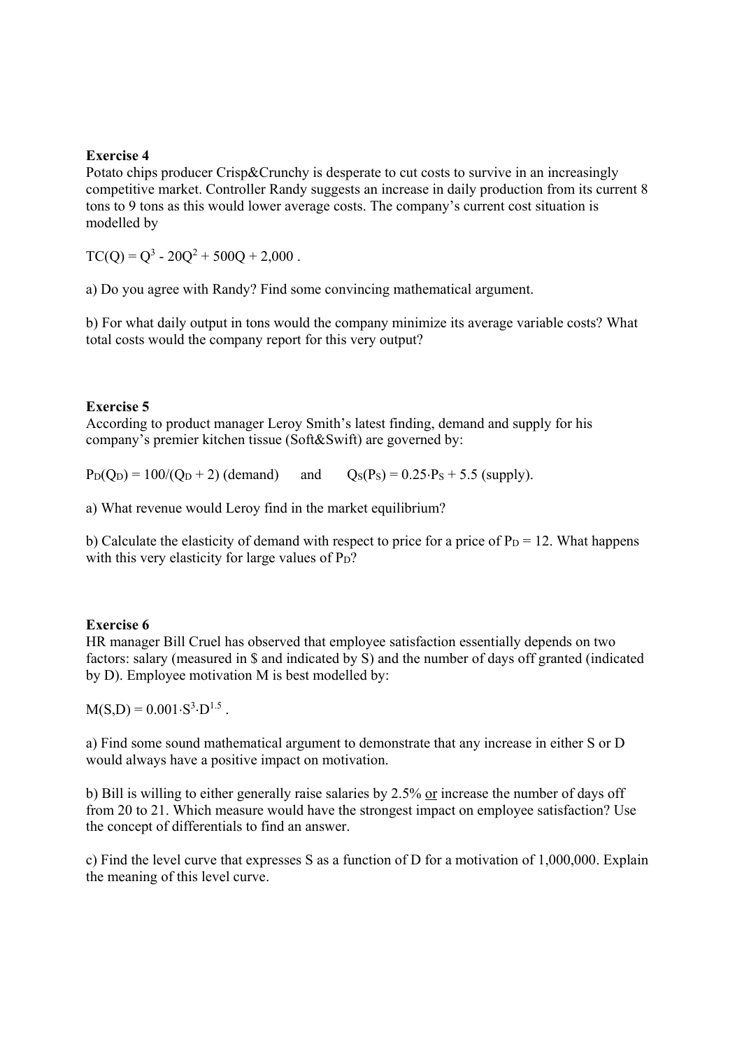**Exercise 4**

Potato chips producer Crisp&Crunchy is desperate to cut costs to survive in an increasingly competitive market. Controller Randy suggests an increase in daily production from its current 8 tons to 9 tons as this would lower average costs. The company's current cost situation is modelled by

$$TC(Q) = Q^3 - 20Q^2 + 500Q + 2{,}000 \ .$$

a) Do you agree with Randy? Find some convincing mathematical argument.

b) For what daily output in tons would the company minimize its average variable costs? What total costs would the company report for this very output?

**Exercise 5**

According to product manager Leroy Smith's latest finding, demand and supply for his company's premier kitchen tissue (Soft&Swift) are governed by:

$P_D(Q_D) = 100/(Q_D + 2)$ (demand) and $Q_S(P_S) = 0.25 \cdot P_S + 5.5$ (supply).

a) What revenue would Leroy find in the market equilibrium?

b) Calculate the elasticity of demand with respect to price for a price of $P_D = 12$. What happens with this very elasticity for large values of $P_D$?

**Exercise 6**

HR manager Bill Cruel has observed that employee satisfaction essentially depends on two factors: salary (measured in $ and indicated by S) and the number of days off granted (indicated by D). Employee motivation M is best modelled by:

$$M(S,D) = 0.001 \cdot S^3 \cdot D^{1.5} \ .$$

a) Find some sound mathematical argument to demonstrate that any increase in either S or D would always have a positive impact on motivation.

b) Bill is willing to either generally raise salaries by 2.5% <u>or</u> increase the number of days off from 20 to 21. Which measure would have the strongest impact on employee satisfaction? Use the concept of differentials to find an answer.

c) Find the level curve that expresses S as a function of D for a motivation of 1,000,000. Explain the meaning of this level curve.